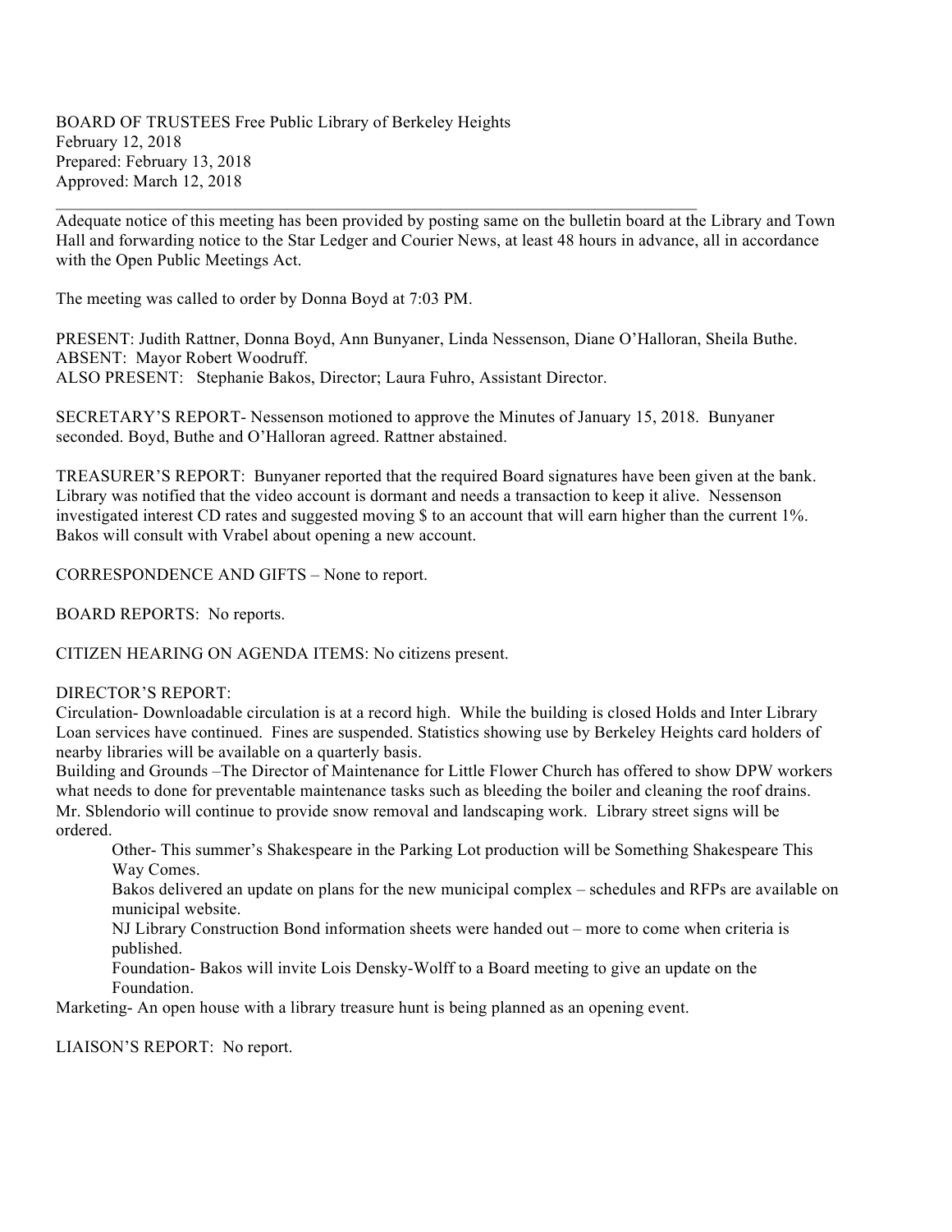BOARD OF TRUSTEES Free Public Library of Berkeley Heights
February 12, 2018
Prepared: February 13, 2018
Approved: March 12, 2018

---

Adequate notice of this meeting has been provided by posting same on the bulletin board at the Library and Town Hall and forwarding notice to the Star Ledger and Courier News, at least 48 hours in advance, all in accordance with the Open Public Meetings Act.

The meeting was called to order by Donna Boyd at 7:03 PM.

PRESENT: Judith Rattner, Donna Boyd, Ann Bunyaner, Linda Nessenson, Diane O'Halloran, Sheila Buthe.
ABSENT: Mayor Robert Woodruff.
ALSO PRESENT: Stephanie Bakos, Director; Laura Fuhro, Assistant Director.

SECRETARY'S REPORT- Nessenson motioned to approve the Minutes of January 15, 2018. Bunyaner seconded. Boyd, Buthe and O'Halloran agreed. Rattner abstained.

TREASURER'S REPORT: Bunyaner reported that the required Board signatures have been given at the bank. Library was notified that the video account is dormant and needs a transaction to keep it alive. Nessenson investigated interest CD rates and suggested moving $ to an account that will earn higher than the current 1%. Bakos will consult with Vrabel about opening a new account.

CORRESPONDENCE AND GIFTS – None to report.

BOARD REPORTS: No reports.

CITIZEN HEARING ON AGENDA ITEMS: No citizens present.

DIRECTOR'S REPORT:
Circulation- Downloadable circulation is at a record high. While the building is closed Holds and Inter Library Loan services have continued. Fines are suspended. Statistics showing use by Berkeley Heights card holders of nearby libraries will be available on a quarterly basis.
Building and Grounds –The Director of Maintenance for Little Flower Church has offered to show DPW workers what needs to done for preventable maintenance tasks such as bleeding the boiler and cleaning the roof drains. Mr. Sblendorio will continue to provide snow removal and landscaping work. Library street signs will be ordered.

> Other- This summer's Shakespeare in the Parking Lot production will be Something Shakespeare This Way Comes.
>
> Bakos delivered an update on plans for the new municipal complex – schedules and RFPs are available on municipal website.
>
> NJ Library Construction Bond information sheets were handed out – more to come when criteria is published.
>
> Foundation- Bakos will invite Lois Densky-Wolff to a Board meeting to give an update on the Foundation.

Marketing- An open house with a library treasure hunt is being planned as an opening event.

LIAISON'S REPORT: No report.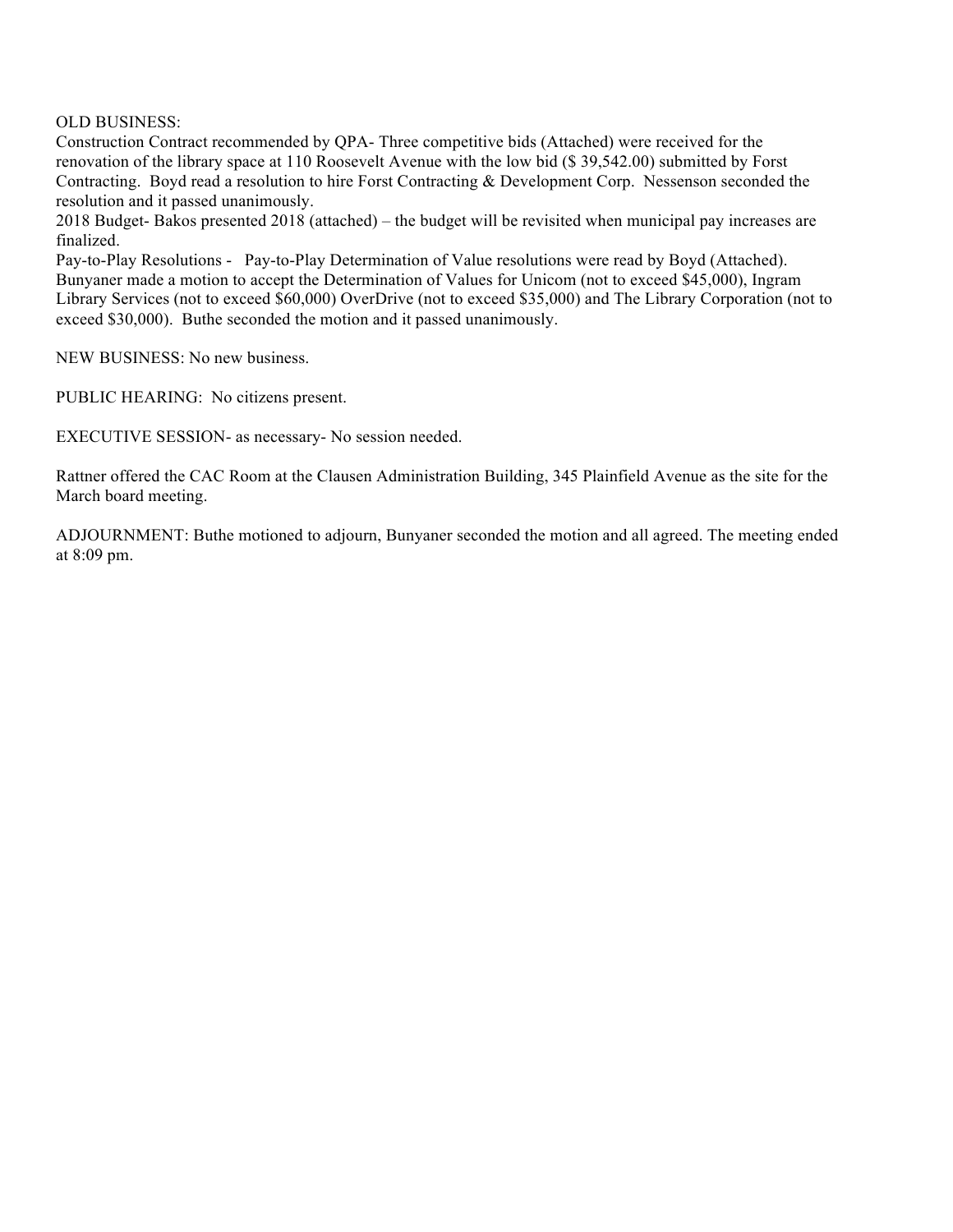OLD BUSINESS:

Construction Contract recommended by QPA- Three competitive bids (Attached) were received for the renovation of the library space at 110 Roosevelt Avenue with the low bid ($ 39,542.00) submitted by Forst Contracting. Boyd read a resolution to hire Forst Contracting & Development Corp. Nessenson seconded the resolution and it passed unanimously.

2018 Budget- Bakos presented 2018 (attached) – the budget will be revisited when municipal pay increases are finalized.

Pay-to-Play Resolutions - Pay-to-Play Determination of Value resolutions were read by Boyd (Attached). Bunyaner made a motion to accept the Determination of Values for Unicom (not to exceed $45,000), Ingram Library Services (not to exceed $60,000) OverDrive (not to exceed $35,000) and The Library Corporation (not to exceed $30,000). Buthe seconded the motion and it passed unanimously.

NEW BUSINESS: No new business.

PUBLIC HEARING: No citizens present.

EXECUTIVE SESSION- as necessary- No session needed.

Rattner offered the CAC Room at the Clausen Administration Building, 345 Plainfield Avenue as the site for the March board meeting.

ADJOURNMENT: Buthe motioned to adjourn, Bunyaner seconded the motion and all agreed. The meeting ended at 8:09 pm.